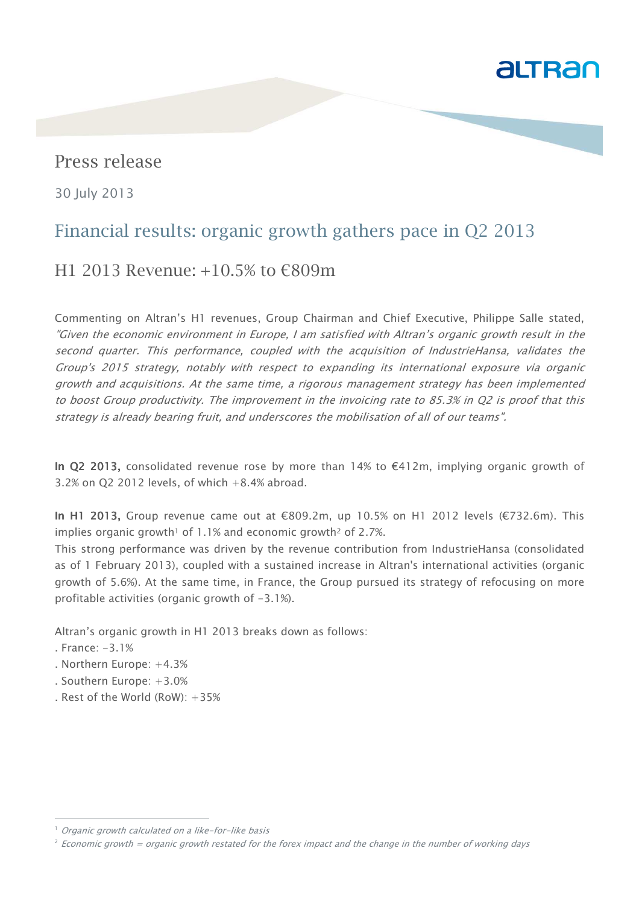Press release

30 July 2013

# Financial results: organic growth gathers pace in Q2 2013

## H1 2013 Revenue: +10.5% to €809m

Commenting on Altran's H1 revenues, Group Chairman and Chief Executive, Philippe Salle stated, *"Given the economic environment in Europe, I am satisfied with Altran's organic growth result in the second quarter. This performance, coupled with the acquisition of IndustrieHansa, validates the Group's 2015 strategy, notably with respect to expanding its international exposure via organic growth and acquisitions. At the same time, a rigorous management strategy has been implemented to boost Group productivity. The improvement in the invoicing rate to 85.3% in Q2 is proof that this strategy is already bearing fruit, and underscores the mobilisation of all of our teams".*

**In Q2 2013,** consolidated revenue rose by more than 14% to €412m, implying organic growth of 3.2% on Q2 2012 levels, of which +8.4% abroad.

**In H1 2013,** Group revenue came out at €809.2m, up 10.5% on H1 2012 levels (€732.6m). This implies organic growth[1] of 1.1% and economic growth[2] of 2.7%.

This strong performance was driven by the revenue contribution from IndustrieHansa (consolidated as of 1 February 2013), coupled with a sustained increase in Altran's international activities (organic growth of 5.6%). At the same time, in France, the Group pursued its strategy of refocusing on more profitable activities (organic growth of -3.1%).

Altran's organic growth in H1 2013 breaks down as follows:

. France: -3.1%
. Northern Europe: +4.3%
. Southern Europe: +3.0%
. Rest of the World (RoW): +35%

---

[1] *Organic growth calculated on a like-for-like basis*

[2] *Economic growth = organic growth restated for the forex impact and the change in the number of working days*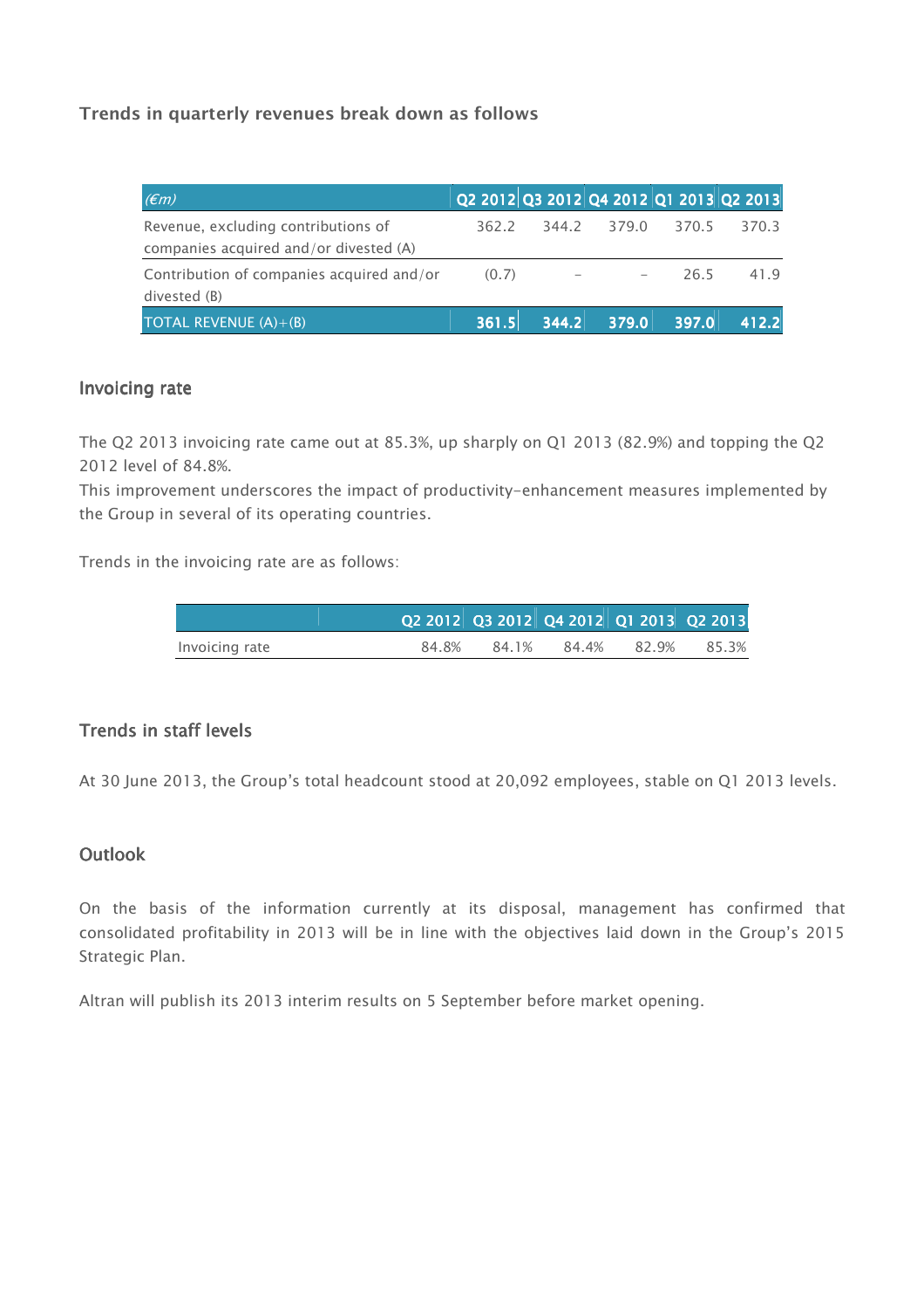### Trends in quarterly revenues break down as follows

| *(€m)* | Q2 2012 | Q3 2012 | Q4 2012 | Q1 2013 | Q2 2013 |
|---|---|---|---|---|---|
| Revenue, excluding contributions of companies acquired and/or divested (A) | 362.2 | 344.2 | 379.0 | 370.5 | 370.3 |
| Contribution of companies acquired and/or divested (B) | (0.7) | - | - | 26.5 | 41.9 |
| **TOTAL REVENUE (A)+(B)** | **361.5** | **344.2** | **379.0** | **397.0** | **412.2** |

## Invoicing rate

The Q2 2013 invoicing rate came out at 85.3%, up sharply on Q1 2013 (82.9%) and topping the Q2 2012 level of 84.8%.
This improvement underscores the impact of productivity-enhancement measures implemented by the Group in several of its operating countries.

Trends in the invoicing rate are as follows:

| | Q2 2012 | Q3 2012 | Q4 2012 | Q1 2013 | Q2 2013 |
|---|---|---|---|---|---|
| Invoicing rate | 84.8% | 84.1% | 84.4% | 82.9% | 85.3% |

## Trends in staff levels

At 30 June 2013, the Group's total headcount stood at 20,092 employees, stable on Q1 2013 levels.

## Outlook

On the basis of the information currently at its disposal, management has confirmed that consolidated profitability in 2013 will be in line with the objectives laid down in the Group's 2015 Strategic Plan.

Altran will publish its 2013 interim results on 5 September before market opening.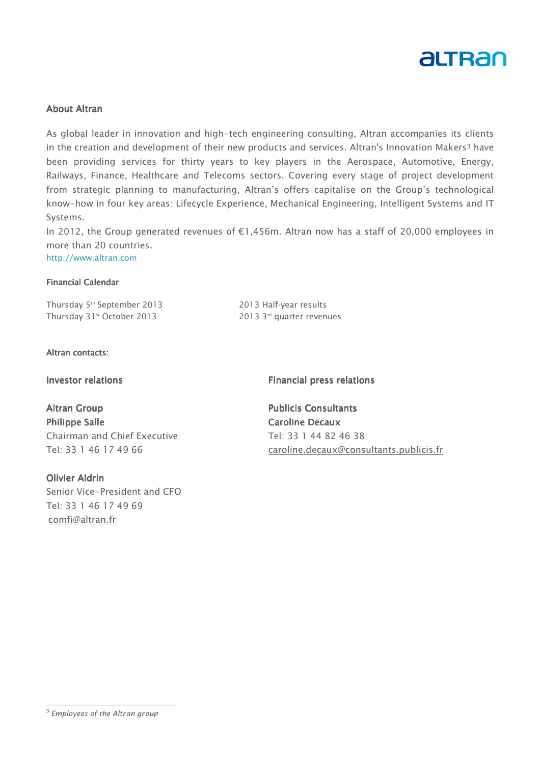## About Altran

As global leader in innovation and high-tech engineering consulting, Altran accompanies its clients in the creation and development of their new products and services. Altran's Innovation Makers[3] have been providing services for thirty years to key players in the Aerospace, Automotive, Energy, Railways, Finance, Healthcare and Telecoms sectors. Covering every stage of project development from strategic planning to manufacturing, Altran's offers capitalise on the Group's technological know-how in four key areas: Lifecycle Experience, Mechanical Engineering, Intelligent Systems and IT Systems.

In 2012, the Group generated revenues of €1,456m. Altran now has a staff of 20,000 employees in more than 20 countries.

http://www.altran.com

#### Financial Calendar

| | |
|---|---|
| Thursday 5th September 2013 | 2013 Half-year results |
| Thursday 31st October 2013 | 2013 3rd quarter revenues |

#### Altran contacts:

**Investor relations**

**Altran Group**
**Philippe Salle**
Chairman and Chief Executive
Tel: 33 1 46 17 49 66

**Olivier Aldrin**
Senior Vice-President and CFO
Tel: 33 1 46 17 49 69
comfi@altran.fr

**Financial press relations**

**Publicis Consultants**
**Caroline Decaux**
Tel: 33 1 44 82 46 38
caroline.decaux@consultants.publicis.fr

---

[3] *Employees of the Altran group*